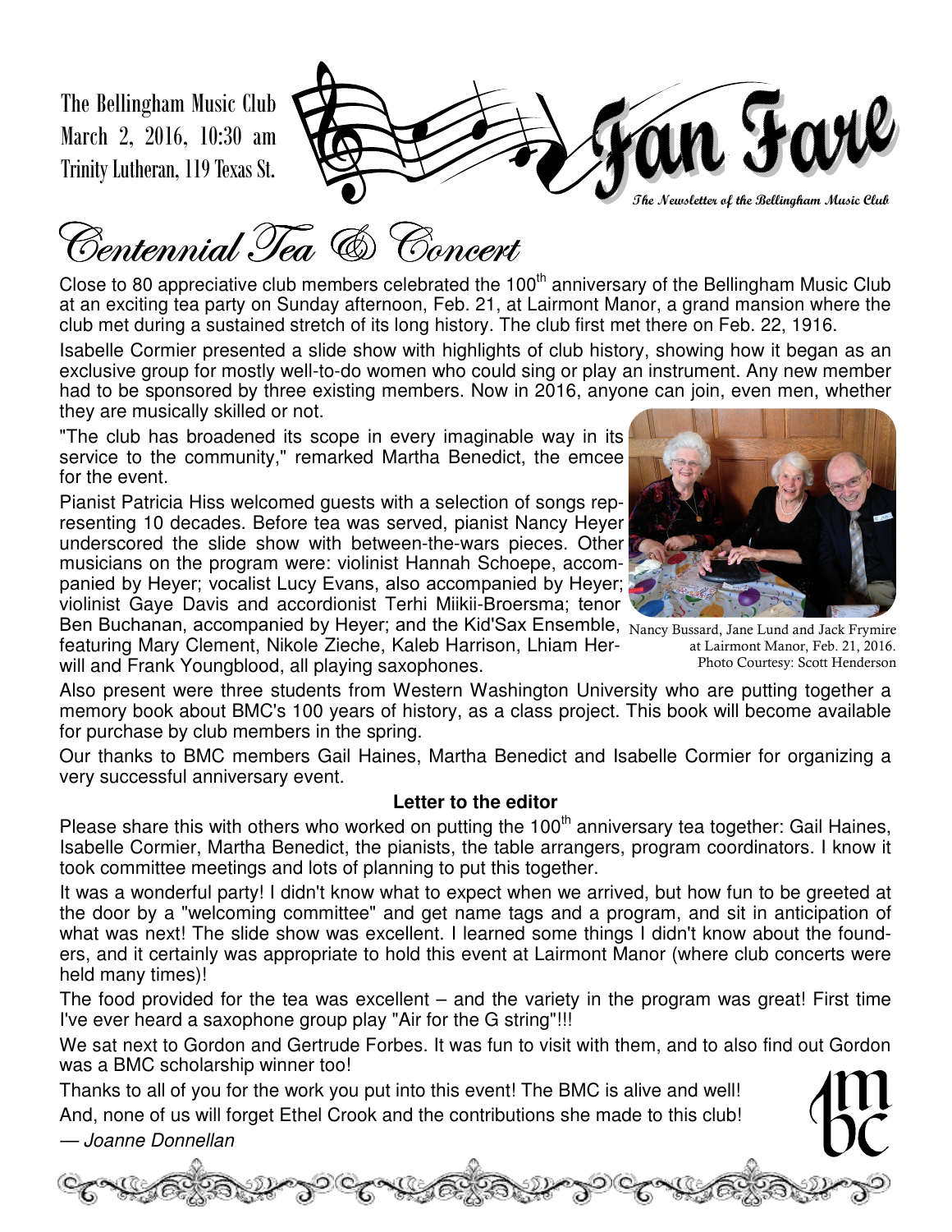The Bellingham Music Club
March 2, 2016, 10:30 am
Trinity Lutheran, 119 Texas St.

# Fan Fare

*The Newsletter of the Bellingham Music Club*

## Centennial Tea & Concert

Close to 80 appreciative club members celebrated the 100th anniversary of the Bellingham Music Club at an exciting tea party on Sunday afternoon, Feb. 21, at Lairmont Manor, a grand mansion where the club met during a sustained stretch of its long history. The club first met there on Feb. 22, 1916.

Isabelle Cormier presented a slide show with highlights of club history, showing how it began as an exclusive group for mostly well-to-do women who could sing or play an instrument. Any new member had to be sponsored by three existing members. Now in 2016, anyone can join, even men, whether they are musically skilled or not.

"The club has broadened its scope in every imaginable way in its service to the community," remarked Martha Benedict, the emcee for the event.

Pianist Patricia Hiss welcomed guests with a selection of songs representing 10 decades. Before tea was served, pianist Nancy Heyer underscored the slide show with between-the-wars pieces. Other musicians on the program were: violinist Hannah Schoepe, accompanied by Heyer; vocalist Lucy Evans, also accompanied by Heyer; violinist Gaye Davis and accordionist Terhi Miikii-Broersma; tenor Ben Buchanan, accompanied by Heyer; and the Kid'Sax Ensemble, featuring Mary Clement, Nikole Zieche, Kaleb Harrison, Lhiam Herwill and Frank Youngblood, all playing saxophones.

Nancy Bussard, Jane Lund and Jack Frymire at Lairmont Manor, Feb. 21, 2016. Photo Courtesy: Scott Henderson

Also present were three students from Western Washington University who are putting together a memory book about BMC's 100 years of history, as a class project. This book will become available for purchase by club members in the spring.

Our thanks to BMC members Gail Haines, Martha Benedict and Isabelle Cormier for organizing a very successful anniversary event.

### Letter to the editor

Please share this with others who worked on putting the 100th anniversary tea together: Gail Haines, Isabelle Cormier, Martha Benedict, the pianists, the table arrangers, program coordinators. I know it took committee meetings and lots of planning to put this together.

It was a wonderful party! I didn't know what to expect when we arrived, but how fun to be greeted at the door by a "welcoming committee" and get name tags and a program, and sit in anticipation of what was next! The slide show was excellent. I learned some things I didn't know about the founders, and it certainly was appropriate to hold this event at Lairmont Manor (where club concerts were held many times)!

The food provided for the tea was excellent – and the variety in the program was great! First time I've ever heard a saxophone group play "Air for the G string"!!!

We sat next to Gordon and Gertrude Forbes. It was fun to visit with them, and to also find out Gordon was a BMC scholarship winner too!

Thanks to all of you for the work you put into this event! The BMC is alive and well!

And, none of us will forget Ethel Crook and the contributions she made to this club!

— *Joanne Donnellan*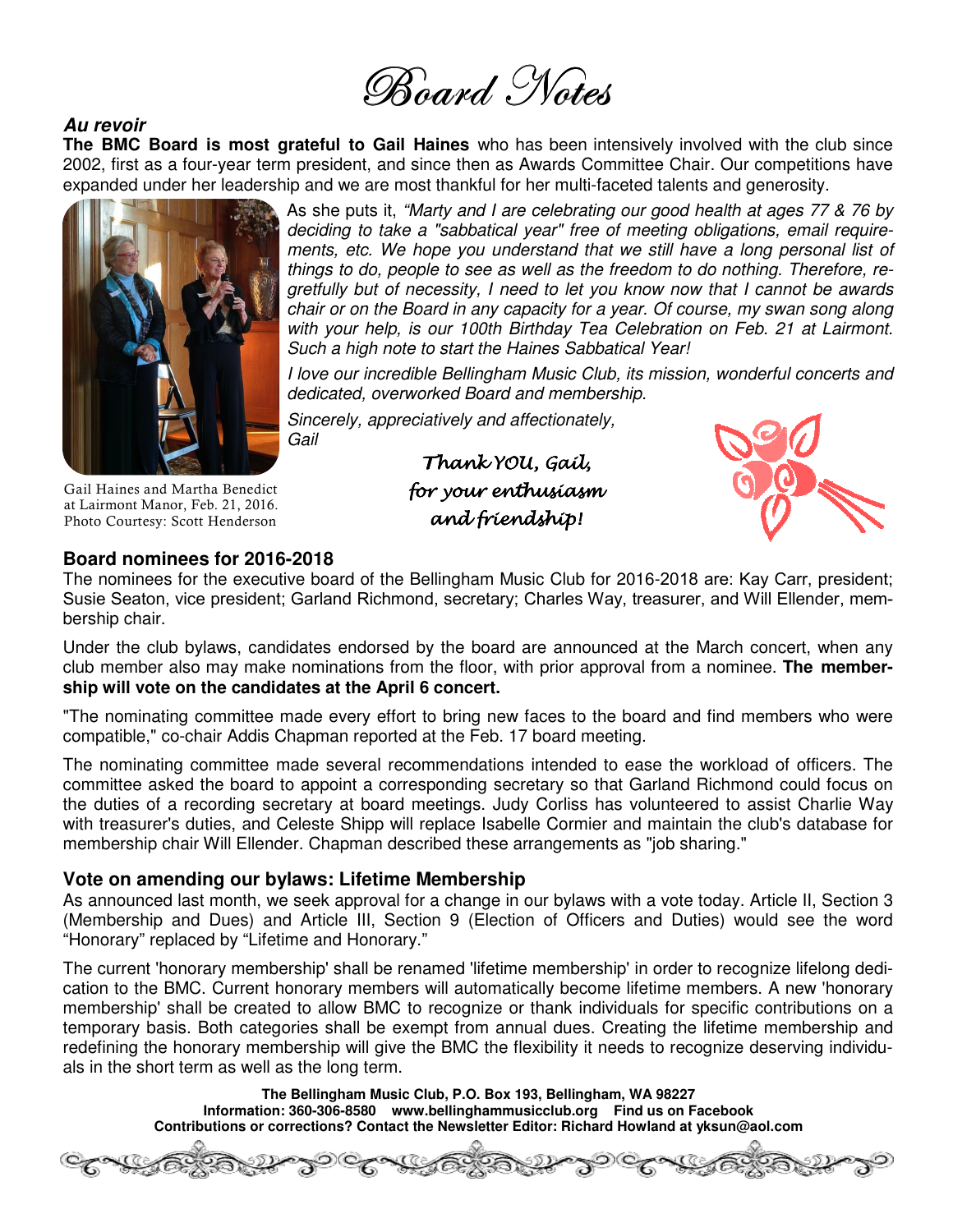# Board Notes

***Au revoir***

**The BMC Board is most grateful to Gail Haines** who has been intensively involved with the club since 2002, first as a four-year term president, and since then as Awards Committee Chair. Our competitions have expanded under her leadership and we are most thankful for her multi-faceted talents and generosity.

As she puts it, *"Marty and I are celebrating our good health at ages 77 & 76 by deciding to take a "sabbatical year" free of meeting obligations, email requirements, etc. We hope you understand that we still have a long personal list of things to do, people to see as well as the freedom to do nothing. Therefore, regretfully but of necessity, I need to let you know now that I cannot be awards chair or on the Board in any capacity for a year. Of course, my swan song along with your help, is our 100th Birthday Tea Celebration on Feb. 21 at Lairmont. Such a high note to start the Haines Sabbatical Year!*

*I love our incredible Bellingham Music Club, its mission, wonderful concerts and dedicated, overworked Board and membership.*

*Sincerely, appreciatively and affectionately,*
*Gail*

Gail Haines and Martha Benedict at Lairmont Manor, Feb. 21, 2016. Photo Courtesy: Scott Henderson

*Thank YOU, Gail, for your enthusiasm and friendship!*

### Board nominees for 2016-2018

The nominees for the executive board of the Bellingham Music Club for 2016-2018 are: Kay Carr, president; Susie Seaton, vice president; Garland Richmond, secretary; Charles Way, treasurer, and Will Ellender, membership chair.

Under the club bylaws, candidates endorsed by the board are announced at the March concert, when any club member also may make nominations from the floor, with prior approval from a nominee. **The membership will vote on the candidates at the April 6 concert.**

"The nominating committee made every effort to bring new faces to the board and find members who were compatible," co-chair Addis Chapman reported at the Feb. 17 board meeting.

The nominating committee made several recommendations intended to ease the workload of officers. The committee asked the board to appoint a corresponding secretary so that Garland Richmond could focus on the duties of a recording secretary at board meetings. Judy Corliss has volunteered to assist Charlie Way with treasurer's duties, and Celeste Shipp will replace Isabelle Cormier and maintain the club's database for membership chair Will Ellender. Chapman described these arrangements as "job sharing."

### Vote on amending our bylaws: Lifetime Membership

As announced last month, we seek approval for a change in our bylaws with a vote today. Article II, Section 3 (Membership and Dues) and Article III, Section 9 (Election of Officers and Duties) would see the word "Honorary" replaced by "Lifetime and Honorary."

The current 'honorary membership' shall be renamed 'lifetime membership' in order to recognize lifelong dedication to the BMC. Current honorary members will automatically become lifetime members. A new 'honorary membership' shall be created to allow BMC to recognize or thank individuals for specific contributions on a temporary basis. Both categories shall be exempt from annual dues. Creating the lifetime membership and redefining the honorary membership will give the BMC the flexibility it needs to recognize deserving individuals in the short term as well as the long term.

**The Bellingham Music Club, P.O. Box 193, Bellingham, WA 98227**
**Information: 360-306-8580 www.bellinghammusicclub.org Find us on Facebook**
**Contributions or corrections? Contact the Newsletter Editor: Richard Howland at yksun@aol.com**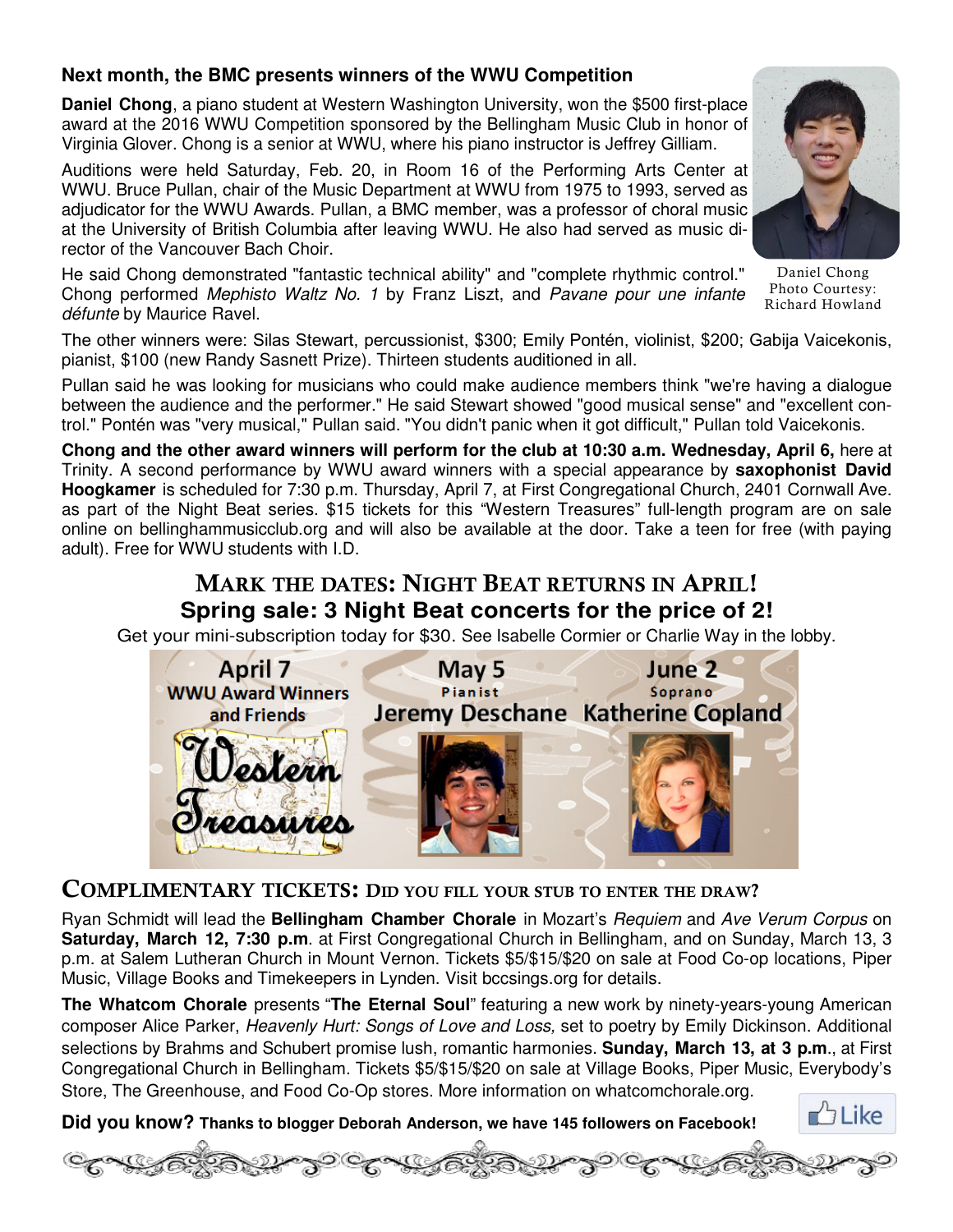## Next month, the BMC presents winners of the WWU Competition

**Daniel Chong**, a piano student at Western Washington University, won the $500 first-place award at the 2016 WWU Competition sponsored by the Bellingham Music Club in honor of Virginia Glover. Chong is a senior at WWU, where his piano instructor is Jeffrey Gilliam.

Auditions were held Saturday, Feb. 20, in Room 16 of the Performing Arts Center at WWU. Bruce Pullan, chair of the Music Department at WWU from 1975 to 1993, served as adjudicator for the WWU Awards. Pullan, a BMC member, was a professor of choral music at the University of British Columbia after leaving WWU. He also had served as music director of the Vancouver Bach Choir.

Daniel Chong
Photo Courtesy:
Richard Howland

He said Chong demonstrated "fantastic technical ability" and "complete rhythmic control." Chong performed *Mephisto Waltz No. 1* by Franz Liszt, and *Pavane pour une infante défunte* by Maurice Ravel.

The other winners were: Silas Stewart, percussionist, $300; Emily Pontén, violinist, $200; Gabija Vaicekonis, pianist, $100 (new Randy Sasnett Prize). Thirteen students auditioned in all.

Pullan said he was looking for musicians who could make audience members think "we're having a dialogue between the audience and the performer." He said Stewart showed "good musical sense" and "excellent control." Pontén was "very musical," Pullan said. "You didn't panic when it got difficult," Pullan told Vaicekonis.

**Chong and the other award winners will perform for the club at 10:30 a.m. Wednesday, April 6,** here at Trinity. A second performance by WWU award winners with a special appearance by **saxophonist David Hoogkamer** is scheduled for 7:30 p.m. Thursday, April 7, at First Congregational Church, 2401 Cornwall Ave. as part of the Night Beat series. $15 tickets for this "Western Treasures" full-length program are on sale online on bellinghammusicclub.org and will also be available at the door. Take a teen for free (with paying adult). Free for WWU students with I.D.

## MARK THE DATES: NIGHT BEAT RETURNS IN APRIL!

**Spring sale: 3 Night Beat concerts for the price of 2!**

Get your mini-subscription today for $30. See Isabelle Cormier or Charlie Way in the lobby.

**April 7** – WWU Award Winners and Friends – *Western Treasures*

**May 5** – Pianist – Jeremy Deschane

**June 2** – Soprano – Katherine Copland

## COMPLIMENTARY TICKETS: DID YOU FILL YOUR STUB TO ENTER THE DRAW?

Ryan Schmidt will lead the **Bellingham Chamber Chorale** in Mozart's *Requiem* and *Ave Verum Corpus* on **Saturday, March 12, 7:30 p.m**. at First Congregational Church in Bellingham, and on Sunday, March 13, 3 p.m. at Salem Lutheran Church in Mount Vernon. Tickets $5/$15/$20 on sale at Food Co-op locations, Piper Music, Village Books and Timekeepers in Lynden. Visit bccsings.org for details.

**The Whatcom Chorale** presents "**The Eternal Soul**" featuring a new work by ninety-years-young American composer Alice Parker, *Heavenly Hurt: Songs of Love and Loss,* set to poetry by Emily Dickinson. Additional selections by Brahms and Schubert promise lush, romantic harmonies. **Sunday, March 13, at 3 p.m**., at First Congregational Church in Bellingham. Tickets $5/$15/$20 on sale at Village Books, Piper Music, Everybody's Store, The Greenhouse, and Food Co-Op stores. More information on whatcomchorale.org.

**Did you know? Thanks to blogger Deborah Anderson, we have 145 followers on Facebook!**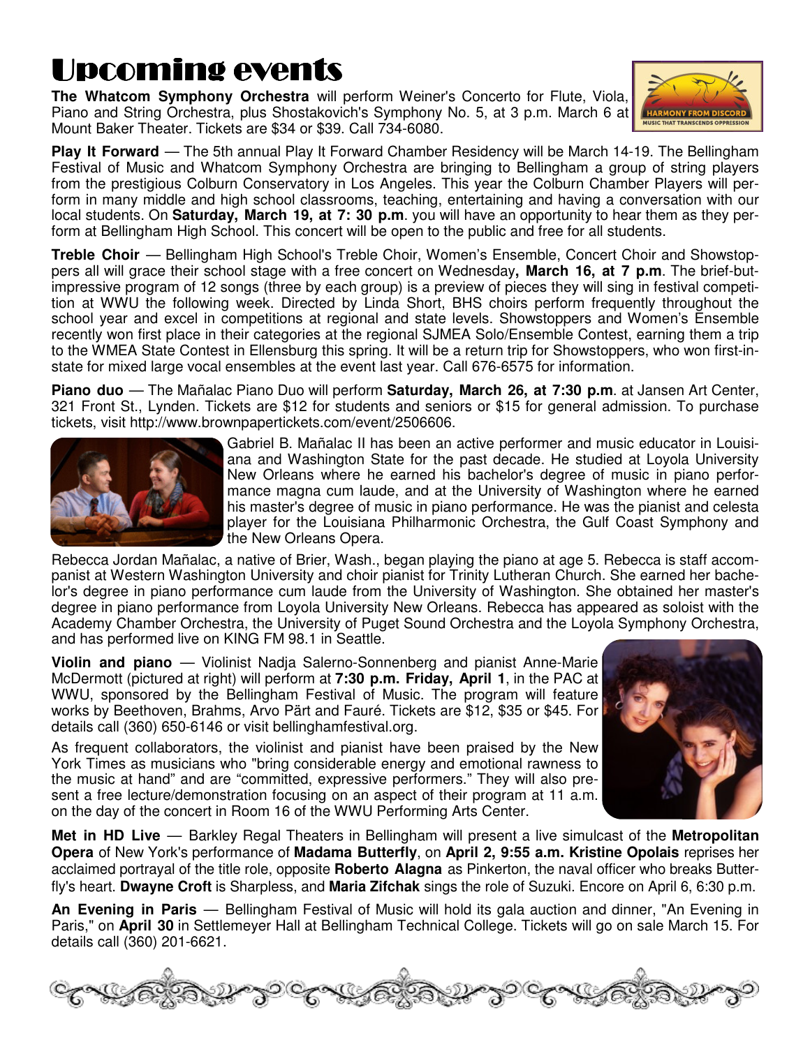# Upcoming events

**The Whatcom Symphony Orchestra** will perform Weiner's Concerto for Flute, Viola, Piano and String Orchestra, plus Shostakovich's Symphony No. 5, at 3 p.m. March 6 at Mount Baker Theater. Tickets are $34 or $39. Call 734-6080.

**Play It Forward** — The 5th annual Play It Forward Chamber Residency will be March 14-19. The Bellingham Festival of Music and Whatcom Symphony Orchestra are bringing to Bellingham a group of string players from the prestigious Colburn Conservatory in Los Angeles. This year the Colburn Chamber Players will perform in many middle and high school classrooms, teaching, entertaining and having a conversation with our local students. On **Saturday, March 19, at 7: 30 p.m**. you will have an opportunity to hear them as they perform at Bellingham High School. This concert will be open to the public and free for all students.

**Treble Choir** — Bellingham High School's Treble Choir, Women's Ensemble, Concert Choir and Showstoppers all will grace their school stage with a free concert on Wednesday**, March 16, at 7 p.m**. The brief-but-impressive program of 12 songs (three by each group) is a preview of pieces they will sing in festival competition at WWU the following week. Directed by Linda Short, BHS choirs perform frequently throughout the school year and excel in competitions at regional and state levels. Showstoppers and Women's Ensemble recently won first place in their categories at the regional SJMEA Solo/Ensemble Contest, earning them a trip to the WMEA State Contest in Ellensburg this spring. It will be a return trip for Showstoppers, who won first-in-state for mixed large vocal ensembles at the event last year. Call 676-6575 for information.

**Piano duo** — The Mañalac Piano Duo will perform **Saturday, March 26, at 7:30 p.m**. at Jansen Art Center, 321 Front St., Lynden. Tickets are $12 for students and seniors or $15 for general admission. To purchase tickets, visit http://www.brownpapertickets.com/event/2506606.

Gabriel B. Mañalac II has been an active performer and music educator in Louisiana and Washington State for the past decade. He studied at Loyola University New Orleans where he earned his bachelor's degree of music in piano performance magna cum laude, and at the University of Washington where he earned his master's degree of music in piano performance. He was the pianist and celesta player for the Louisiana Philharmonic Orchestra, the Gulf Coast Symphony and the New Orleans Opera.

Rebecca Jordan Mañalac, a native of Brier, Wash., began playing the piano at age 5. Rebecca is staff accompanist at Western Washington University and choir pianist for Trinity Lutheran Church. She earned her bachelor's degree in piano performance cum laude from the University of Washington. She obtained her master's degree in piano performance from Loyola University New Orleans. Rebecca has appeared as soloist with the Academy Chamber Orchestra, the University of Puget Sound Orchestra and the Loyola Symphony Orchestra, and has performed live on KING FM 98.1 in Seattle.

**Violin and piano** — Violinist Nadja Salerno-Sonnenberg and pianist Anne-Marie McDermott (pictured at right) will perform at **7:30 p.m. Friday, April 1**, in the PAC at WWU, sponsored by the Bellingham Festival of Music. The program will feature works by Beethoven, Brahms, Arvo Pärt and Fauré. Tickets are $12, $35 or $45. For details call (360) 650-6146 or visit bellinghamfestival.org.

As frequent collaborators, the violinist and pianist have been praised by the New York Times as musicians who "bring considerable energy and emotional rawness to the music at hand" and are "committed, expressive performers." They will also present a free lecture/demonstration focusing on an aspect of their program at 11 a.m. on the day of the concert in Room 16 of the WWU Performing Arts Center.

**Met in HD Live** — Barkley Regal Theaters in Bellingham will present a live simulcast of the **Metropolitan Opera** of New York's performance of **Madama Butterfly**, on **April 2, 9:55 a.m. Kristine Opolais** reprises her acclaimed portrayal of the title role, opposite **Roberto Alagna** as Pinkerton, the naval officer who breaks Butterfly's heart. **Dwayne Croft** is Sharpless, and **Maria Zifchak** sings the role of Suzuki. Encore on April 6, 6:30 p.m.

**An Evening in Paris** — Bellingham Festival of Music will hold its gala auction and dinner, "An Evening in Paris," on **April 30** in Settlemeyer Hall at Bellingham Technical College. Tickets will go on sale March 15. For details call (360) 201-6621.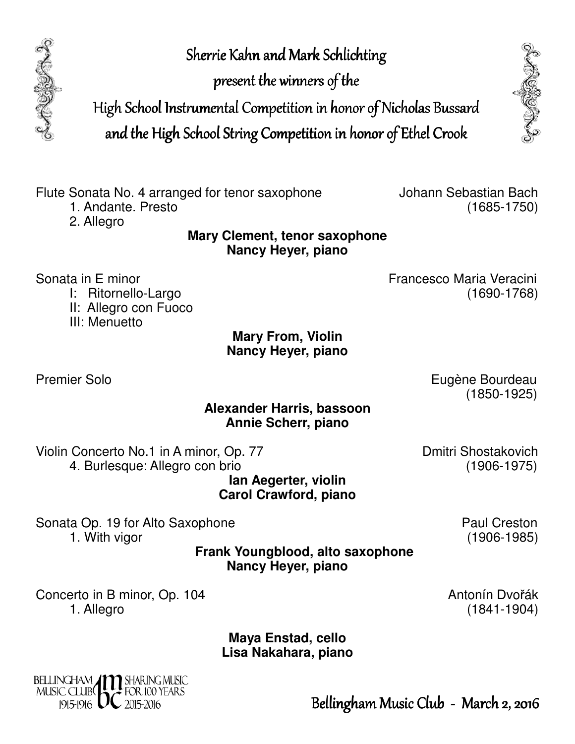# Sherrie Kahn and Mark Schlichting present the winners of the High School Instrumental Competition in honor of Nicholas Bussard and the High School String Competition in honor of Ethel Crook

Flute Sonata No. 4 arranged for tenor saxophone — Johann Sebastian Bach (1685-1750)

1. Andante. Presto
2. Allegro

**Mary Clement, tenor saxophone**
**Nancy Heyer, piano**

Sonata in E minor — Francesco Maria Veracini (1690-1768)

- I: Ritornello-Largo
- II: Allegro con Fuoco
- III: Menuetto

**Mary From, Violin**
**Nancy Heyer, piano**

Premier Solo — Eugène Bourdeau (1850-1925)

**Alexander Harris, bassoon**
**Annie Scherr, piano**

Violin Concerto No.1 in A minor, Op. 77 — Dmitri Shostakovich (1906-1975)

4. Burlesque: Allegro con brio

**Ian Aegerter, violin**
**Carol Crawford, piano**

Sonata Op. 19 for Alto Saxophone — Paul Creston (1906-1985)

1. With vigor

**Frank Youngblood, alto saxophone**
**Nancy Heyer, piano**

Concerto in B minor, Op. 104 — Antonín Dvořák (1841-1904)

1. Allegro

**Maya Enstad, cello**
**Lisa Nakahara, piano**

Bellingham Music Club 1915-1916 — bmc — Sharing Music for 100 Years 2015-2016

Bellingham Music Club - March 2, 2016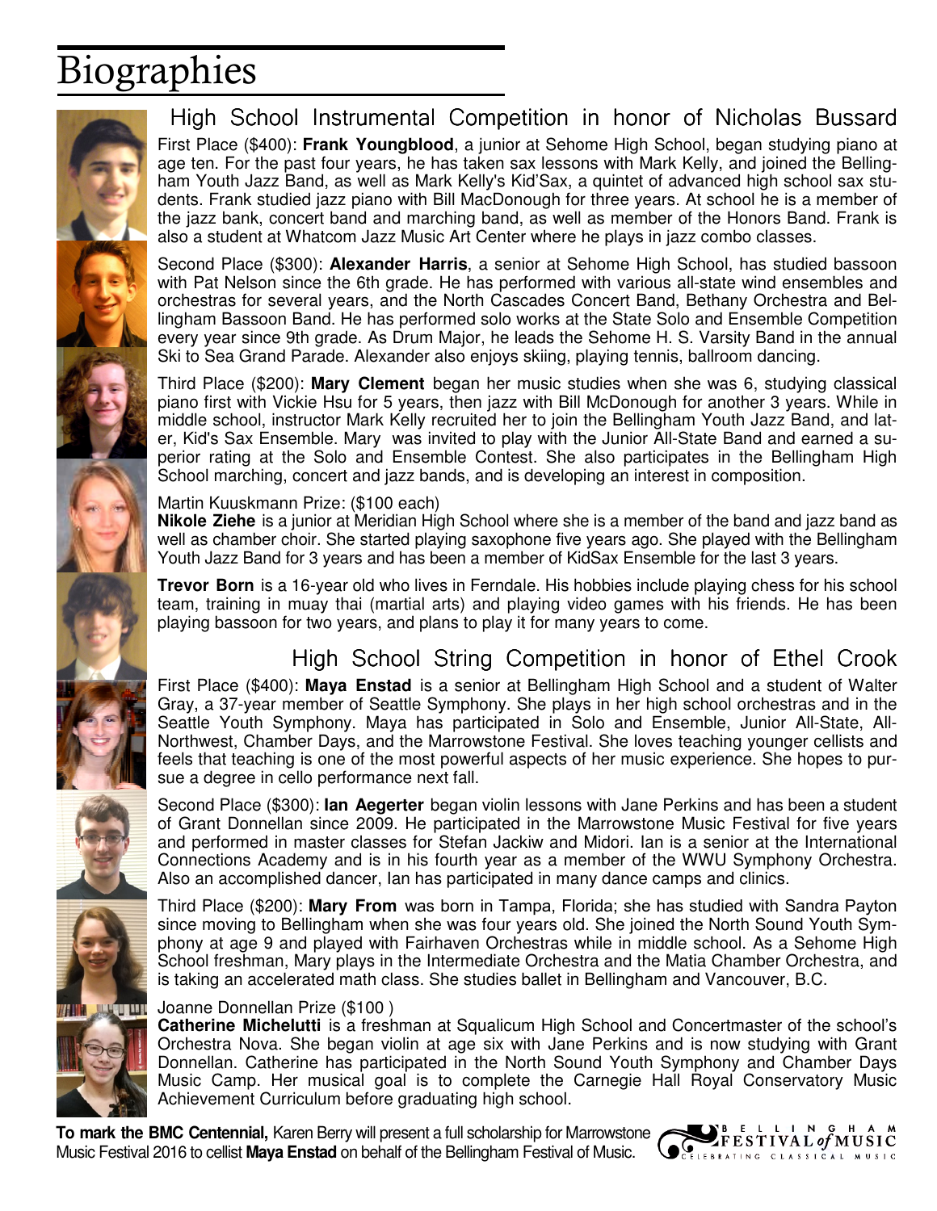# Biographies

## High School Instrumental Competition in honor of Nicholas Bussard

First Place ($400): **Frank Youngblood**, a junior at Sehome High School, began studying piano at age ten. For the past four years, he has taken sax lessons with Mark Kelly, and joined the Bellingham Youth Jazz Band, as well as Mark Kelly's Kid'Sax, a quintet of advanced high school sax students. Frank studied jazz piano with Bill MacDonough for three years. At school he is a member of the jazz bank, concert band and marching band, as well as member of the Honors Band. Frank is also a student at Whatcom Jazz Music Art Center where he plays in jazz combo classes.

Second Place ($300): **Alexander Harris**, a senior at Sehome High School, has studied bassoon with Pat Nelson since the 6th grade. He has performed with various all-state wind ensembles and orchestras for several years, and the North Cascades Concert Band, Bethany Orchestra and Bellingham Bassoon Band. He has performed solo works at the State Solo and Ensemble Competition every year since 9th grade. As Drum Major, he leads the Sehome H. S. Varsity Band in the annual Ski to Sea Grand Parade. Alexander also enjoys skiing, playing tennis, ballroom dancing.

Third Place ($200): **Mary Clement** began her music studies when she was 6, studying classical piano first with Vickie Hsu for 5 years, then jazz with Bill McDonough for another 3 years. While in middle school, instructor Mark Kelly recruited her to join the Bellingham Youth Jazz Band, and later, Kid's Sax Ensemble. Mary was invited to play with the Junior All-State Band and earned a superior rating at the Solo and Ensemble Contest. She also participates in the Bellingham High School marching, concert and jazz bands, and is developing an interest in composition.

Martin Kuuskmann Prize: ($100 each)

**Nikole Ziehe** is a junior at Meridian High School where she is a member of the band and jazz band as well as chamber choir. She started playing saxophone five years ago. She played with the Bellingham Youth Jazz Band for 3 years and has been a member of KidSax Ensemble for the last 3 years.

**Trevor Born** is a 16-year old who lives in Ferndale. His hobbies include playing chess for his school team, training in muay thai (martial arts) and playing video games with his friends. He has been playing bassoon for two years, and plans to play it for many years to come.

## High School String Competition in honor of Ethel Crook

First Place ($400): **Maya Enstad** is a senior at Bellingham High School and a student of Walter Gray, a 37-year member of Seattle Symphony. She plays in her high school orchestras and in the Seattle Youth Symphony. Maya has participated in Solo and Ensemble, Junior All-State, All-Northwest, Chamber Days, and the Marrowstone Festival. She loves teaching younger cellists and feels that teaching is one of the most powerful aspects of her music experience. She hopes to pursue a degree in cello performance next fall.

Second Place ($300): **Ian Aegerter** began violin lessons with Jane Perkins and has been a student of Grant Donnellan since 2009. He participated in the Marrowstone Music Festival for five years and performed in master classes for Stefan Jackiw and Midori. Ian is a senior at the International Connections Academy and is in his fourth year as a member of the WWU Symphony Orchestra. Also an accomplished dancer, Ian has participated in many dance camps and clinics.

Third Place ($200): **Mary From** was born in Tampa, Florida; she has studied with Sandra Payton since moving to Bellingham when she was four years old. She joined the North Sound Youth Symphony at age 9 and played with Fairhaven Orchestras while in middle school. As a Sehome High School freshman, Mary plays in the Intermediate Orchestra and the Matia Chamber Orchestra, and is taking an accelerated math class. She studies ballet in Bellingham and Vancouver, B.C.

Joanne Donnellan Prize ($100 )

**Catherine Michelutti** is a freshman at Squalicum High School and Concertmaster of the school's Orchestra Nova. She began violin at age six with Jane Perkins and is now studying with Grant Donnellan. Catherine has participated in the North Sound Youth Symphony and Chamber Days Music Camp. Her musical goal is to complete the Carnegie Hall Royal Conservatory Music Achievement Curriculum before graduating high school.

**To mark the BMC Centennial,** Karen Berry will present a full scholarship for Marrowstone Music Festival 2016 to cellist **Maya Enstad** on behalf of the Bellingham Festival of Music.

BELLINGHAM FESTIVAL of MUSIC
CELEBRATING CLASSICAL MUSIC